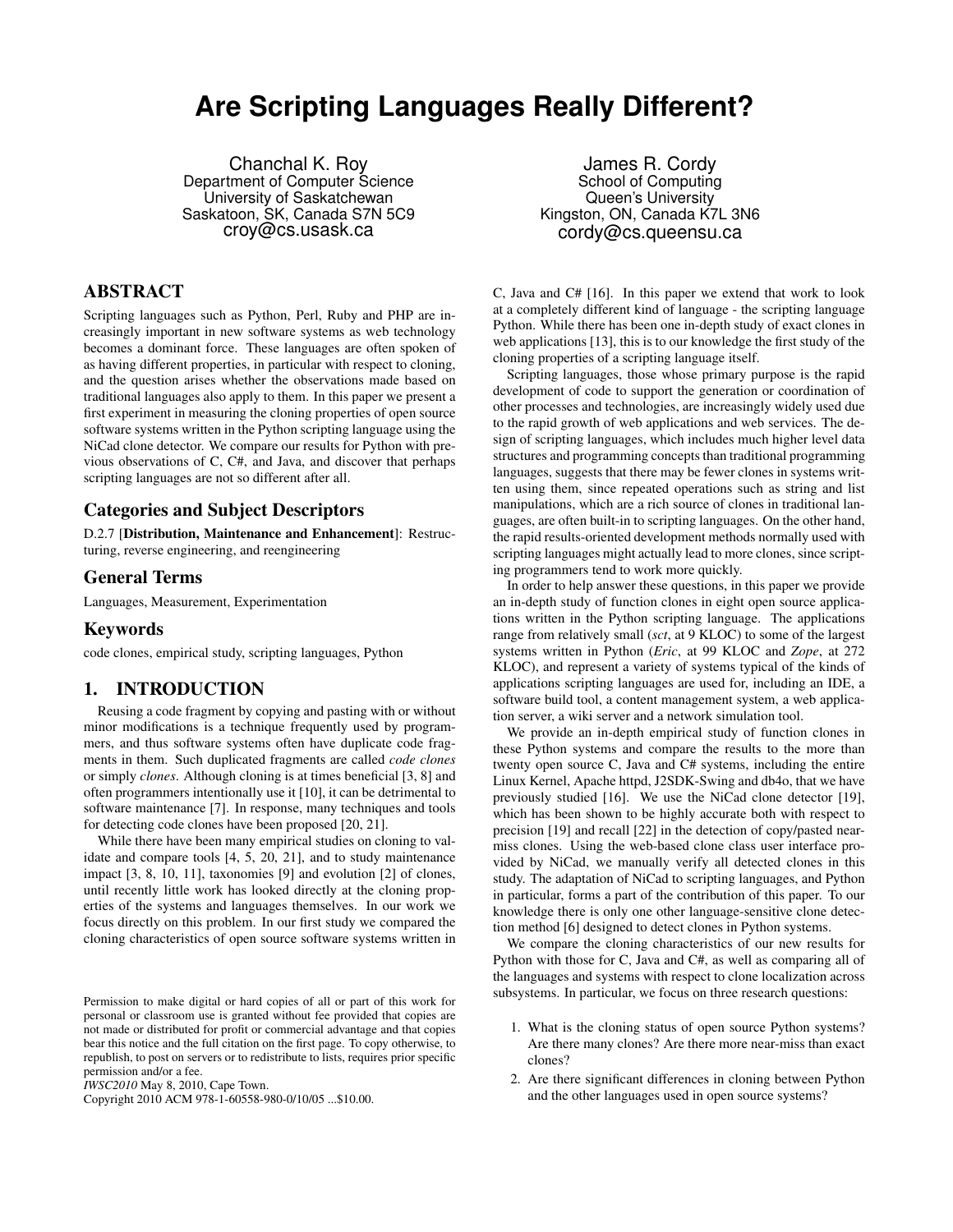# Are Scripting Languages Really Different?

Chanchal K. Roy
Department of Computer Science
University of Saskatchewan
Saskatoon, SK, Canada S7N 5C9
croy@cs.usask.ca

James R. Cordy
School of Computing
Queen's University
Kingston, ON, Canada K7L 3N6
cordy@cs.queensu.ca

## ABSTRACT

Scripting languages such as Python, Perl, Ruby and PHP are increasingly important in new software systems as web technology becomes a dominant force. These languages are often spoken of as having different properties, in particular with respect to cloning, and the question arises whether the observations made based on traditional languages also apply to them. In this paper we present a first experiment in measuring the cloning properties of open source software systems written in the Python scripting language using the NiCad clone detector. We compare our results for Python with previous observations of C, C#, and Java, and discover that perhaps scripting languages are not so different after all.

## Categories and Subject Descriptors

D.2.7 [**Distribution, Maintenance and Enhancement**]: Restructuring, reverse engineering, and reengineering

## General Terms

Languages, Measurement, Experimentation

## Keywords

code clones, empirical study, scripting languages, Python

## 1. INTRODUCTION

Reusing a code fragment by copying and pasting with or without minor modifications is a technique frequently used by programmers, and thus software systems often have duplicate code fragments in them. Such duplicated fragments are called *code clones* or simply *clones*. Although cloning is at times beneficial [3, 8] and often programmers intentionally use it [10], it can be detrimental to software maintenance [7]. In response, many techniques and tools for detecting code clones have been proposed [20, 21].

While there have been many empirical studies on cloning to validate and compare tools [4, 5, 20, 21], and to study maintenance impact [3, 8, 10, 11], taxonomies [9] and evolution [2] of clones, until recently little work has looked directly at the cloning properties of the systems and languages themselves. In our work we focus directly on this problem. In our first study we compared the cloning characteristics of open source software systems written in C, Java and C# [16]. In this paper we extend that work to look at a completely different kind of language - the scripting language Python. While there has been one in-depth study of exact clones in web applications [13], this is to our knowledge the first study of the cloning properties of a scripting language itself.

Scripting languages, those whose primary purpose is the rapid development of code to support the generation or coordination of other processes and technologies, are increasingly widely used due to the rapid growth of web applications and web services. The design of scripting languages, which includes much higher level data structures and programming concepts than traditional programming languages, suggests that there may be fewer clones in systems written using them, since repeated operations such as string and list manipulations, which are a rich source of clones in traditional languages, are often built-in to scripting languages. On the other hand, the rapid results-oriented development methods normally used with scripting languages might actually lead to more clones, since scripting programmers tend to work more quickly.

In order to help answer these questions, in this paper we provide an in-depth study of function clones in eight open source applications written in the Python scripting language. The applications range from relatively small (*sct*, at 9 KLOC) to some of the largest systems written in Python (*Eric*, at 99 KLOC and *Zope*, at 272 KLOC), and represent a variety of systems typical of the kinds of applications scripting languages are used for, including an IDE, a software build tool, a content management system, a web application server, a wiki server and a network simulation tool.

We provide an in-depth empirical study of function clones in these Python systems and compare the results to the more than twenty open source C, Java and C# systems, including the entire Linux Kernel, Apache httpd, J2SDK-Swing and db4o, that we have previously studied [16]. We use the NiCad clone detector [19], which has been shown to be highly accurate both with respect to precision [19] and recall [22] in the detection of copy/pasted near-miss clones. Using the web-based clone class user interface provided by NiCad, we manually verify all detected clones in this study. The adaptation of NiCad to scripting languages, and Python in particular, forms a part of the contribution of this paper. To our knowledge there is only one other language-sensitive clone detection method [6] designed to detect clones in Python systems.

We compare the cloning characteristics of our new results for Python with those for C, Java and C#, as well as comparing all of the languages and systems with respect to clone localization across subsystems. In particular, we focus on three research questions:

1. What is the cloning status of open source Python systems? Are there many clones? Are there more near-miss than exact clones?
2. Are there significant differences in cloning between Python and the other languages used in open source systems?

Permission to make digital or hard copies of all or part of this work for personal or classroom use is granted without fee provided that copies are not made or distributed for profit or commercial advantage and that copies bear this notice and the full citation on the first page. To copy otherwise, to republish, to post on servers or to redistribute to lists, requires prior specific permission and/or a fee.
*IWSC2010* May 8, 2010, Cape Town.
Copyright 2010 ACM 978-1-60558-980-0/10/05 ...$10.00.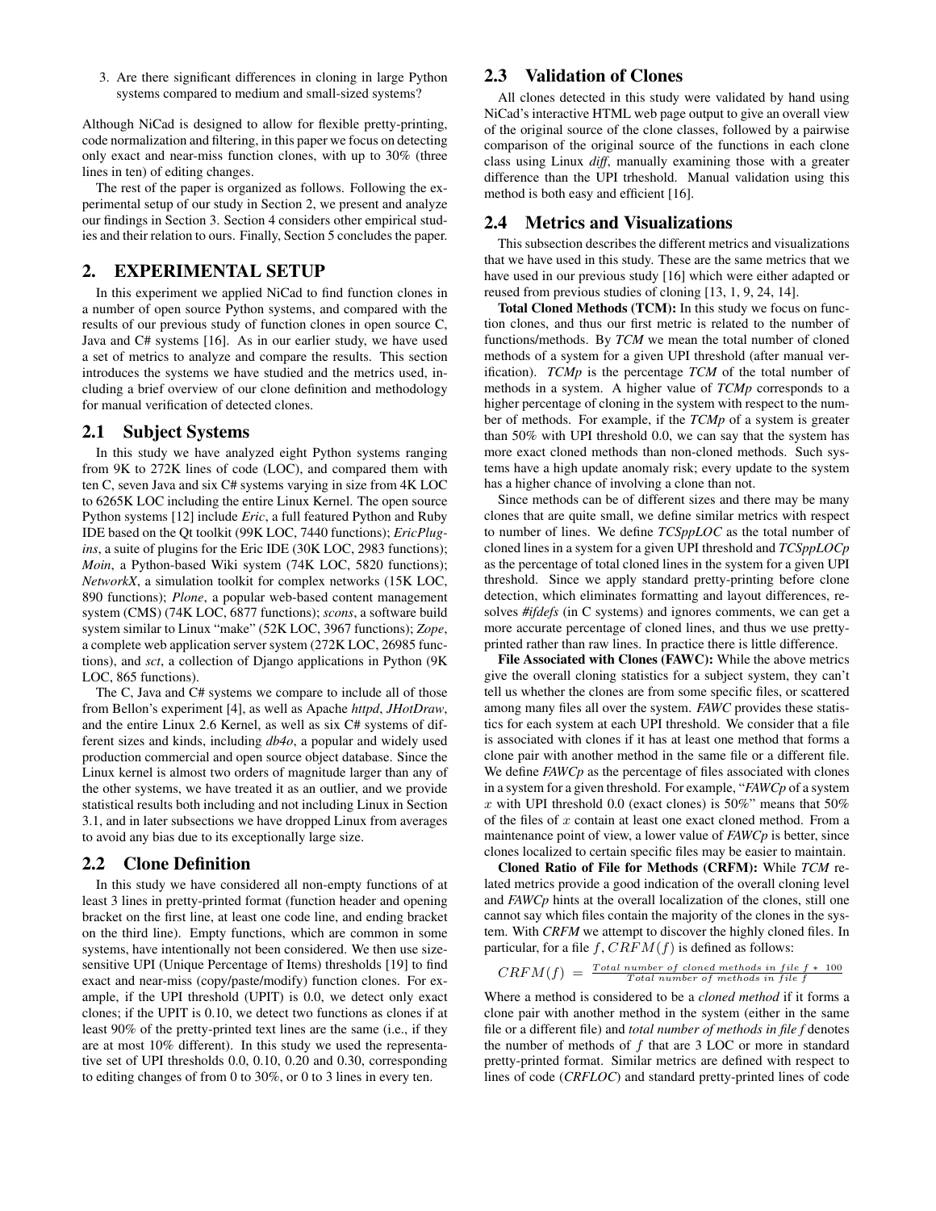3. Are there significant differences in cloning in large Python systems compared to medium and small-sized systems?

Although NiCad is designed to allow for flexible pretty-printing, code normalization and filtering, in this paper we focus on detecting only exact and near-miss function clones, with up to 30% (three lines in ten) of editing changes.

The rest of the paper is organized as follows. Following the experimental setup of our study in Section 2, we present and analyze our findings in Section 3. Section 4 considers other empirical studies and their relation to ours. Finally, Section 5 concludes the paper.

## 2. EXPERIMENTAL SETUP

In this experiment we applied NiCad to find function clones in a number of open source Python systems, and compared with the results of our previous study of function clones in open source C, Java and C# systems [16]. As in our earlier study, we have used a set of metrics to analyze and compare the results. This section introduces the systems we have studied and the metrics used, including a brief overview of our clone definition and methodology for manual verification of detected clones.

### 2.1 Subject Systems

In this study we have analyzed eight Python systems ranging from 9K to 272K lines of code (LOC), and compared them with ten C, seven Java and six C# systems varying in size from 4K LOC to 6265K LOC including the entire Linux Kernel. The open source Python systems [12] include *Eric*, a full featured Python and Ruby IDE based on the Qt toolkit (99K LOC, 7440 functions); *EricPlugins*, a suite of plugins for the Eric IDE (30K LOC, 2983 functions); *Moin*, a Python-based Wiki system (74K LOC, 5820 functions); *NetworkX*, a simulation toolkit for complex networks (15K LOC, 890 functions); *Plone*, a popular web-based content management system (CMS) (74K LOC, 6877 functions); *scons*, a software build system similar to Linux "make" (52K LOC, 3967 functions); *Zope*, a complete web application server system (272K LOC, 26985 functions), and *sct*, a collection of Django applications in Python (9K LOC, 865 functions).

The C, Java and C# systems we compare to include all of those from Bellon's experiment [4], as well as Apache *httpd*, *JHotDraw*, and the entire Linux 2.6 Kernel, as well as six C# systems of different sizes and kinds, including *db4o*, a popular and widely used production commercial and open source object database. Since the Linux kernel is almost two orders of magnitude larger than any of the other systems, we have treated it as an outlier, and we provide statistical results both including and not including Linux in Section 3.1, and in later subsections we have dropped Linux from averages to avoid any bias due to its exceptionally large size.

### 2.2 Clone Definition

In this study we have considered all non-empty functions of at least 3 lines in pretty-printed format (function header and opening bracket on the first line, at least one code line, and ending bracket on the third line). Empty functions, which are common in some systems, have intentionally not been considered. We then use size-sensitive UPI (Unique Percentage of Items) thresholds [19] to find exact and near-miss (copy/paste/modify) function clones. For example, if the UPI threshold (UPIT) is 0.0, we detect only exact clones; if the UPIT is 0.10, we detect two functions as clones if at least 90% of the pretty-printed text lines are the same (i.e., if they are at most 10% different). In this study we used the representative set of UPI thresholds 0.0, 0.10, 0.20 and 0.30, corresponding to editing changes of from 0 to 30%, or 0 to 3 lines in every ten.

### 2.3 Validation of Clones

All clones detected in this study were validated by hand using NiCad's interactive HTML web page output to give an overall view of the original source of the clone classes, followed by a pairwise comparison of the original source of the functions in each clone class using Linux *diff*, manually examining those with a greater difference than the UPI trheshold. Manual validation using this method is both easy and efficient [16].

### 2.4 Metrics and Visualizations

This subsection describes the different metrics and visualizations that we have used in this study. These are the same metrics that we have used in our previous study [16] which were either adapted or reused from previous studies of cloning [13, 1, 9, 24, 14].

**Total Cloned Methods (TCM):** In this study we focus on function clones, and thus our first metric is related to the number of functions/methods. By *TCM* we mean the total number of cloned methods of a system for a given UPI threshold (after manual verification). *TCMp* is the percentage *TCM* of the total number of methods in a system. A higher value of *TCMp* corresponds to a higher percentage of cloning in the system with respect to the number of methods. For example, if the *TCMp* of a system is greater than 50% with UPI threshold 0.0, we can say that the system has more exact cloned methods than non-cloned methods. Such systems have a high update anomaly risk; every update to the system has a higher chance of involving a clone than not.

Since methods can be of different sizes and there may be many clones that are quite small, we define similar metrics with respect to number of lines. We define *TCSppLOC* as the total number of cloned lines in a system for a given UPI threshold and *TCSppLOCp* as the percentage of total cloned lines in the system for a given UPI threshold. Since we apply standard pretty-printing before clone detection, which eliminates formatting and layout differences, resolves *#ifdefs* (in C systems) and ignores comments, we can get a more accurate percentage of cloned lines, and thus we use pretty-printed rather than raw lines. In practice there is little difference.

**File Associated with Clones (FAWC):** While the above metrics give the overall cloning statistics for a subject system, they can't tell us whether the clones are from some specific files, or scattered among many files all over the system. *FAWC* provides these statistics for each system at each UPI threshold. We consider that a file is associated with clones if it has at least one method that forms a clone pair with another method in the same file or a different file. We define *FAWCp* as the percentage of files associated with clones in a system for a given threshold. For example, "*FAWCp* of a system $x$ with UPI threshold 0.0 (exact clones) is 50%" means that 50% of the files of $x$ contain at least one exact cloned method. From a maintenance point of view, a lower value of *FAWCp* is better, since clones localized to certain specific files may be easier to maintain.

**Cloned Ratio of File for Methods (CRFM):** While *TCM* related metrics provide a good indication of the overall cloning level and *FAWCp* hints at the overall localization of the clones, still one cannot say which files contain the majority of the clones in the system. With *CRFM* we attempt to discover the highly cloned files. In particular, for a file $f$, $CRFM(f)$ is defined as follows:

$$CRFM(f) = \frac{Total\ number\ of\ cloned\ methods\ in\ file\ f\ *\ 100}{Total\ number\ of\ methods\ in\ file\ f}$$

Where a method is considered to be a *cloned method* if it forms a clone pair with another method in the system (either in the same file or a different file) and *total number of methods in file f* denotes the number of methods of $f$ that are 3 LOC or more in standard pretty-printed format. Similar metrics are defined with respect to lines of code (*CRFLOC*) and standard pretty-printed lines of code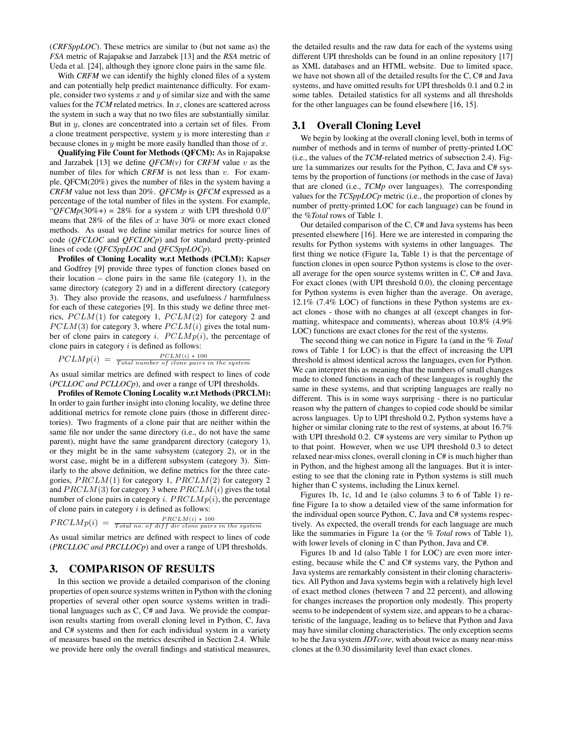(*CRFSppLOC*). These metrics are similar to (but not same as) the *FSA* metric of Rajapakse and Jarzabek [13] and the *RSA* metric of Ueda et al. [24], although they ignore clone pairs in the same file.

With *CRFM* we can identify the highly cloned files of a system and can potentially help predict maintenance difficulty. For example, consider two systems $x$ and $y$ of similar size and with the same values for the *TCM* related metrics. In $x$, clones are scattered across the system in such a way that no two files are substantially similar. But in $y$, clones are concentrated into a certain set of files. From a clone treatment perspective, system $y$ is more interesting than $x$ because clones in $y$ might be more easily handled than those of $x$.

**Qualifying File Count for Methods (QFCM):** As in Rajapakse and Jarzabek [13] we define *QFCM(v)* for *CRFM* value $v$ as the number of files for which *CRFM* is not less than $v$. For example, QFCM(20%) gives the number of files in the system having a *CRFM* value not less than 20%. *QFCMp* is *QFCM* expressed as a percentage of the total number of files in the system. For example, "*QFCMp(30%+)* = 28% for a system $x$ with UPI threshold 0.0" means that 28% of the files of $x$ have 30% or more exact cloned methods. As usual we define similar metrics for source lines of code (*QFCLOC* and *QFCLOCp*) and for standard pretty-printed lines of code (*QFCSppLOC* and *QFCSppLOCp*).

**Profiles of Cloning Locality w.r.t Methods (PCLM):** Kapser and Godfrey [9] provide three types of function clones based on their location – clone pairs in the same file (category 1), in the same directory (category 2) and in a different directory (category 3). They also provide the reasons, and usefulness / harmfulness for each of these categories [9]. In this study we define three metrics, $PCLM(1)$ for category 1, $PCLM(2)$ for category 2 and $PCLM(3)$ for category 3, where $PCLM(i)$ gives the total number of clone pairs in category $i$. $PCLMp(i)$, the percentage of clone pairs in category $i$ is defined as follows:

$$PCLMp(i) = \frac{PCLM(i) * 100}{Total\ number\ of\ clone\ pairs\ in\ the\ system}$$

As usual similar metrics are defined with respect to lines of code (*PCLLOC and PCLLOCp*), and over a range of UPI thresholds.

**Profiles of Remote Cloning Locality w.r.t Methods (PRCLM):** In order to gain further insight into cloning locality, we define three additional metrics for remote clone pairs (those in different directories). Two fragments of a clone pair that are neither within the same file nor under the same directory (i.e., do not have the same parent), might have the same grandparent directory (category 1), or they might be in the same subsystem (category 2), or in the worst case, might be in a different subsystem (category 3). Similarly to the above definition, we define metrics for the three categories, $PRCLM(1)$ for category 1, $PRCLM(2)$ for category 2 and $PRCLM(3)$ for category 3 where $PRCLM(i)$ gives the total number of clone pairs in category $i$. $PRCLMp(i)$, the percentage of clone pairs in category $i$ is defined as follows:

$$PRCLMp(i) = \frac{PRCLM(i) * 100}{Total\ no.\ of\ diff\ dir\ clone\ pairs\ in\ the\ system}$$

As usual similar metrics are defined with respect to lines of code (*PRCLLOC and PRCLLOCp*) and over a range of UPI thresholds.

## 3. COMPARISON OF RESULTS

In this section we provide a detailed comparison of the cloning properties of open source systems written in Python with the cloning properties of several other open source systems written in traditional languages such as C, C# and Java. We provide the comparison results starting from overall cloning level in Python, C, Java and C# systems and then for each individual system in a variety of measures based on the metrics described in Section 2.4. While we provide here only the overall findings and statistical measures, the detailed results and the raw data for each of the systems using different UPI thresholds can be found in an online repository [17] as XML databases and an HTML website. Due to limited space, we have not shown all of the detailed results for the C, C# and Java systems, and have omitted results for UPI thresholds 0.1 and 0.2 in some tables. Detailed statistics for all systems and all thresholds for the other languages can be found elsewhere [16, 15].

### 3.1 Overall Cloning Level

We begin by looking at the overall cloning level, both in terms of number of methods and in terms of number of pretty-printed LOC (i.e., the values of the *TCM*-related metrics of subsection 2.4). Figure 1a summarizes our results for the Python, C, Java and C# systems by the proportion of functions (or methods in the case of Java) that are cloned (i.e., *TCMp* over languages). The corresponding values for the *TCSppLOCp* metric (i.e., the proportion of clones by number of pretty-printed LOC for each language) can be found in the *%Total* rows of Table 1.

Our detailed comparison of the C, C# and Java systems has been presented elsewhere [16]. Here we are interested in comparing the results for Python systems with systems in other languages. The first thing we notice (Figure 1a, Table 1) is that the percentage of function clones in open source Python systems is close to the overall average for the open source systems written in C, C# and Java. For exact clones (with UPI threshold 0.0), the cloning percentage for Python systems is even higher than the average. On average, 12.1% (7.4% LOC) of functions in these Python systems are exact clones - those with no changes at all (except changes in formatting, whitespace and comments), whereas about 10.8% (4.9% LOC) functions are exact clones for the rest of the systems.

The second thing we can notice in Figure 1a (and in the *% Total* rows of Table 1 for LOC) is that the effect of increasing the UPI threshold is almost identical across the languages, even for Python. We can interpret this as meaning that the numbers of small changes made to cloned functions in each of these languages is roughly the same in these systems, and that scripting languages are really no different. This is in some ways surprising - there is no particular reason why the pattern of changes to copied code should be similar across languages. Up to UPI threshold 0.2, Python systems have a higher or similar cloning rate to the rest of systems, at about 16.7% with UPI threshold 0.2. C# systems are very similar to Python up to that point. However, when we use UPI threshold 0.3 to detect relaxed near-miss clones, overall cloning in C# is much higher than in Python, and the highest among all the languages. But it is interesting to see that the cloning rate in Python systems is still much higher than C systems, including the Linux kernel.

Figures 1b, 1c, 1d and 1e (also columns 3 to 6 of Table 1) refine Figure 1a to show a detailed view of the same information for the individual open source Python, C, Java and C# systems respectively. As expected, the overall trends for each language are much like the summaries in Figure 1a (or the *% Total* rows of Table 1), with lower levels of cloning in C than Python, Java and C#.

Figures 1b and 1d (also Table 1 for LOC) are even more interesting, because while the C and C# systems vary, the Python and Java systems are remarkably consistent in their cloning characteristics. All Python and Java systems begin with a relatively high level of exact method clones (between 7 and 22 percent), and allowing for changes increases the proportion only modestly. This property seems to be independent of system size, and appears to be a characteristic of the language, leading us to believe that Python and Java may have similar cloning characteristics. The only exception seems to be the Java system *JDTcore*, with about twice as many near-miss clones at the 0.30 dissimilarity level than exact clones.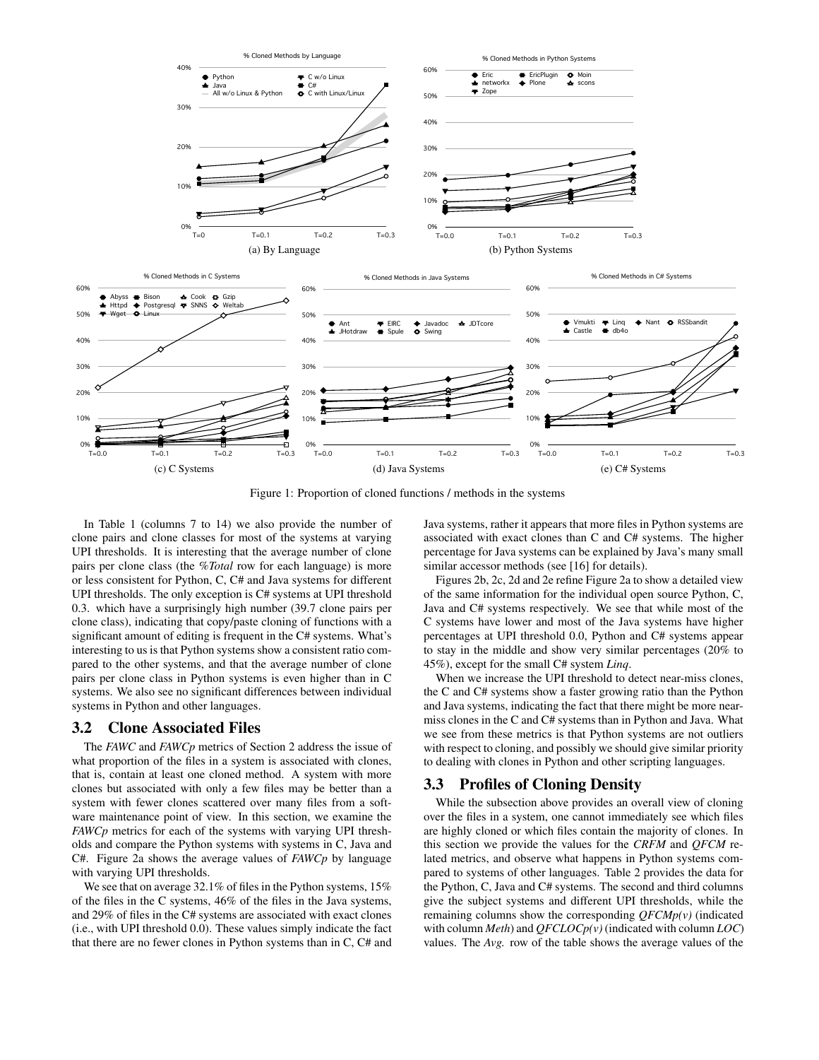(a) By Language

(b) Python Systems

(c) C Systems

(d) Java Systems

(e) C# Systems

Figure 1: Proportion of cloned functions / methods in the systems

In Table 1 (columns 7 to 14) we also provide the number of clone pairs and clone classes for most of the systems at varying UPI thresholds. It is interesting that the average number of clone pairs per clone class (the *%Total* row for each language) is more or less consistent for Python, C, C# and Java systems for different UPI thresholds. The only exception is C# systems at UPI threshold 0.3. which have a surprisingly high number (39.7 clone pairs per clone class), indicating that copy/paste cloning of functions with a significant amount of editing is frequent in the C# systems. What's interesting to us is that Python systems show a consistent ratio compared to the other systems, and that the average number of clone pairs per clone class in Python systems is even higher than in C systems. We also see no significant differences between individual systems in Python and other languages.

## 3.2 Clone Associated Files

The *FAWC* and *FAWCp* metrics of Section 2 address the issue of what proportion of the files in a system is associated with clones, that is, contain at least one cloned method. A system with more clones but associated with only a few files may be better than a system with fewer clones scattered over many files from a software maintenance point of view. In this section, we examine the *FAWCp* metrics for each of the systems with varying UPI thresholds and compare the Python systems with systems in C, Java and C#. Figure 2a shows the average values of *FAWCp* by language with varying UPI thresholds.

We see that on average 32.1% of files in the Python systems, 15% of the files in the C systems, 46% of the files in the Java systems, and 29% of files in the C# systems are associated with exact clones (i.e., with UPI threshold 0.0). These values simply indicate the fact that there are no fewer clones in Python systems than in C, C# and Java systems, rather it appears that more files in Python systems are associated with exact clones than C and C# systems. The higher percentage for Java systems can be explained by Java's many small similar accessor methods (see [16] for details).

Figures 2b, 2c, 2d and 2e refine Figure 2a to show a detailed view of the same information for the individual open source Python, C, Java and C# systems respectively. We see that while most of the C systems have lower and most of the Java systems have higher percentages at UPI threshold 0.0, Python and C# systems appear to stay in the middle and show very similar percentages (20% to 45%), except for the small C# system *Linq*.

When we increase the UPI threshold to detect near-miss clones, the C and C# systems show a faster growing ratio than the Python and Java systems, indicating the fact that there might be more near-miss clones in the C and C# systems than in Python and Java. What we see from these metrics is that Python systems are not outliers with respect to cloning, and possibly we should give similar priority to dealing with clones in Python and other scripting languages.

## 3.3 Profiles of Cloning Density

While the subsection above provides an overall view of cloning over the files in a system, one cannot immediately see which files are highly cloned or which files contain the majority of clones. In this section we provide the values for the *CRFM* and *QFCM* related metrics, and observe what happens in Python systems compared to systems of other languages. Table 2 provides the data for the Python, C, Java and C# systems. The second and third columns give the subject systems and different UPI thresholds, while the remaining columns show the corresponding *QFCMp(v)* (indicated with column *Meth*) and *QFCLOCp(v)* (indicated with column *LOC*) values. The *Avg.* row of the table shows the average values of the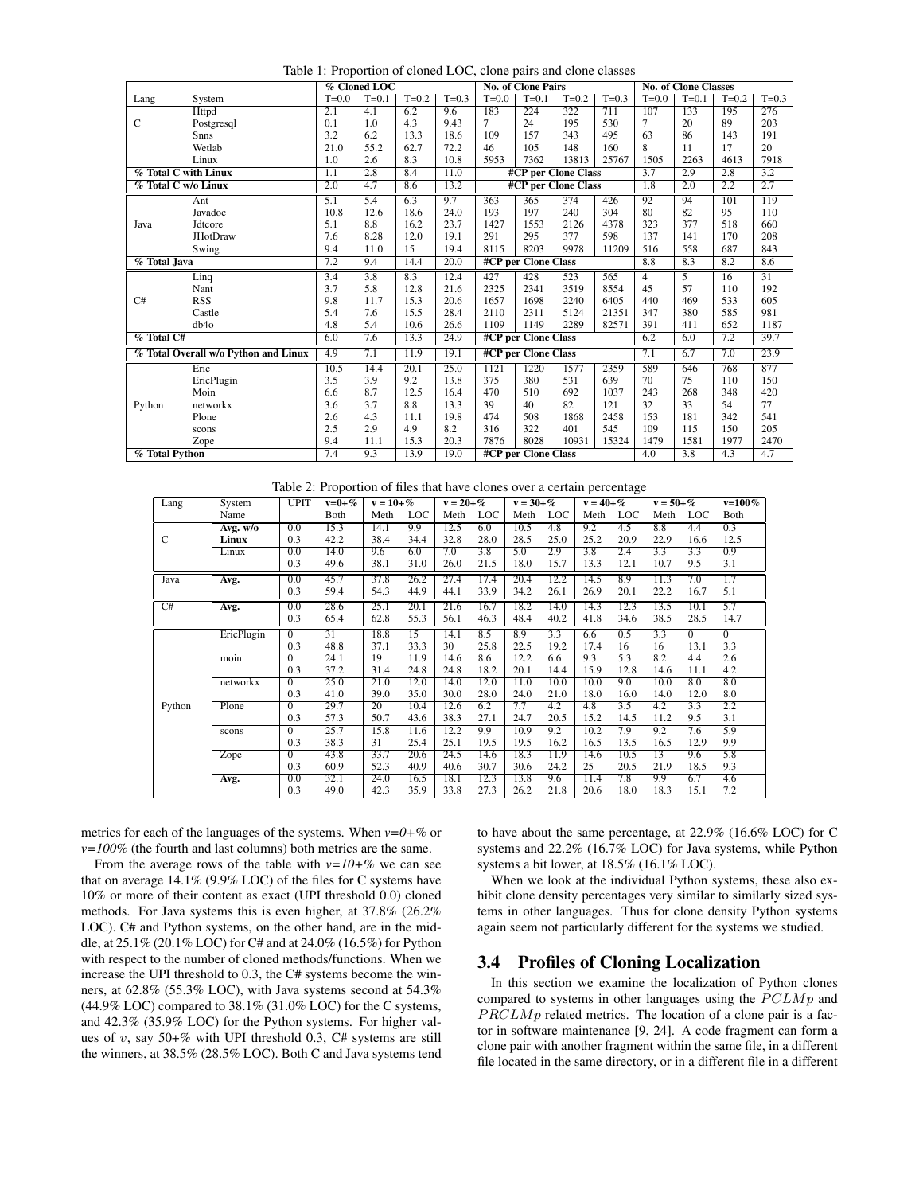Table 1: Proportion of cloned LOC, clone pairs and clone classes

| Lang | System | % Cloned LOC | | | | No. of Clone Pairs | | | | No. of Clone Classes | | | |
|---|---|---|---|---|---|---|---|---|---|---|---|---|---|
| | | T=0.0 | T=0.1 | T=0.2 | T=0.3 | T=0.0 | T=0.1 | T=0.2 | T=0.3 | T=0.0 | T=0.1 | T=0.2 | T=0.3 |
| C | Httpd | 2.1 | 4.1 | 6.2 | 9.6 | 183 | 224 | 322 | 711 | 107 | 133 | 195 | 276 |
| | Postgresql | 0.1 | 1.0 | 4.3 | 9.43 | 7 | 24 | 195 | 530 | 7 | 20 | 89 | 203 |
| | Snns | 3.2 | 6.2 | 13.3 | 18.6 | 109 | 157 | 343 | 495 | 63 | 86 | 143 | 191 |
| | Wetlab | 21.0 | 55.2 | 62.7 | 72.2 | 46 | 105 | 148 | 160 | 8 | 11 | 17 | 20 |
| | Linux | 1.0 | 2.6 | 8.3 | 10.8 | 5953 | 7362 | 13813 | 25767 | 1505 | 2263 | 4613 | 7918 |
| % Total C with Linux | | 1.1 | 2.8 | 8.4 | 11.0 | #CP per Clone Class | | | | 3.7 | 2.9 | 2.8 | 3.2 |
| % Total C w/o Linux | | 2.0 | 4.7 | 8.6 | 13.2 | #CP per Clone Class | | | | 1.8 | 2.0 | 2.2 | 2.7 |
| Java | Ant | 5.1 | 5.4 | 6.3 | 9.7 | 363 | 365 | 374 | 426 | 92 | 94 | 101 | 119 |
| | Javadoc | 10.8 | 12.6 | 18.6 | 24.0 | 193 | 197 | 240 | 304 | 80 | 82 | 95 | 110 |
| | Jdtcore | 5.1 | 8.8 | 16.2 | 23.7 | 1427 | 1553 | 2126 | 4378 | 323 | 377 | 518 | 660 |
| | JHotDraw | 7.6 | 8.28 | 12.0 | 19.1 | 291 | 295 | 377 | 598 | 137 | 141 | 170 | 208 |
| | Swing | 9.4 | 11.0 | 15 | 19.4 | 8115 | 8203 | 9978 | 11209 | 516 | 558 | 687 | 843 |
| % Total Java | | 7.2 | 9.4 | 14.4 | 20.0 | #CP per Clone Class | | | | 8.8 | 8.3 | 8.2 | 8.6 |
| C# | Linq | 3.4 | 3.8 | 8.3 | 12.4 | 427 | 428 | 523 | 565 | 4 | 5 | 16 | 31 |
| | Nant | 3.7 | 5.8 | 12.8 | 21.6 | 2325 | 2341 | 3519 | 8554 | 45 | 57 | 110 | 192 |
| | RSS | 9.8 | 11.7 | 15.3 | 20.6 | 1657 | 1698 | 2240 | 6405 | 440 | 469 | 533 | 605 |
| | Castle | 5.4 | 7.6 | 15.5 | 28.4 | 2110 | 2311 | 5124 | 21351 | 347 | 380 | 585 | 981 |
| | db4o | 4.8 | 5.4 | 10.6 | 26.6 | 1109 | 1149 | 2289 | 82571 | 391 | 411 | 652 | 1187 |
| % Total C# | | 6.0 | 7.6 | 13.3 | 24.9 | #CP per Clone Class | | | | 6.2 | 6.0 | 7.2 | 39.7 |
| % Total Overall w/o Python and Linux | | 4.9 | 7.1 | 11.9 | 19.1 | #CP per Clone Class | | | | 7.1 | 6.7 | 7.0 | 23.9 |
| Python | Eric | 10.5 | 14.4 | 20.1 | 25.0 | 1121 | 1220 | 1577 | 2359 | 589 | 646 | 768 | 877 |
| | EricPlugin | 3.5 | 3.9 | 9.2 | 13.8 | 375 | 380 | 531 | 639 | 70 | 75 | 110 | 150 |
| | Moin | 6.6 | 8.7 | 12.5 | 16.4 | 470 | 510 | 692 | 1037 | 243 | 268 | 348 | 420 |
| | networkx | 3.6 | 3.7 | 8.8 | 13.3 | 39 | 40 | 82 | 121 | 32 | 33 | 54 | 77 |
| | Plone | 2.6 | 4.3 | 11.1 | 19.8 | 474 | 508 | 1868 | 2458 | 153 | 181 | 342 | 541 |
| | scons | 2.5 | 2.9 | 4.9 | 8.2 | 316 | 322 | 401 | 545 | 109 | 115 | 150 | 205 |
| | Zope | 9.4 | 11.1 | 15.3 | 20.3 | 7876 | 8028 | 10931 | 15324 | 1479 | 1581 | 1977 | 2470 |
| % Total Python | | 7.4 | 9.3 | 13.9 | 19.0 | #CP per Clone Class | | | | 4.0 | 3.8 | 4.3 | 4.7 |

Table 2: Proportion of files that have clones over a certain percentage

| Lang | System Name | UPIT | v=0+% | v = 10+% | | v = 20+% | | v = 30+% | | v = 40+% | | v = 50+% | | v=100% |
|---|---|---|---|---|---|---|---|---|---|---|---|---|---|---|
| | | | Both | Meth | LOC | Meth | LOC | Meth | LOC | Meth | LOC | Meth | LOC | Both |
| C | **Avg. w/o Linux** | 0.0 | 15.3 | 14.1 | 9.9 | 12.5 | 6.0 | 10.5 | 4.8 | 9.2 | 4.5 | 8.8 | 4.4 | 0.3 |
| | | 0.3 | 42.2 | 38.4 | 34.4 | 32.8 | 28.0 | 28.5 | 25.0 | 25.2 | 20.9 | 22.9 | 16.6 | 12.5 |
| | Linux | 0.0 | 14.0 | 9.6 | 6.0 | 7.0 | 3.8 | 5.0 | 2.9 | 3.8 | 2.4 | 3.3 | 3.3 | 0.9 |
| | | 0.3 | 49.6 | 38.1 | 31.0 | 26.0 | 21.5 | 18.0 | 15.7 | 13.3 | 12.1 | 10.7 | 9.5 | 3.1 |
| Java | **Avg.** | 0.0 | 45.7 | 37.8 | 26.2 | 27.4 | 17.4 | 20.4 | 12.2 | 14.5 | 8.9 | 11.3 | 7.0 | 1.7 |
| | | 0.3 | 59.4 | 54.3 | 44.9 | 44.1 | 33.9 | 34.2 | 26.1 | 26.9 | 20.1 | 22.2 | 16.7 | 5.1 |
| C# | **Avg.** | 0.0 | 28.6 | 25.1 | 20.1 | 21.6 | 16.7 | 18.2 | 14.0 | 14.3 | 12.3 | 13.5 | 10.1 | 5.7 |
| | | 0.3 | 65.4 | 62.8 | 55.3 | 56.1 | 46.3 | 48.4 | 40.2 | 41.8 | 34.6 | 38.5 | 28.5 | 14.7 |
| Python | EricPlugin | 0 | 31 | 18.8 | 15 | 14.1 | 8.5 | 8.9 | 3.3 | 6.6 | 0.5 | 3.3 | 0 | 0 |
| | | 0.3 | 48.8 | 37.1 | 33.3 | 30 | 25.8 | 22.5 | 19.2 | 17.4 | 16 | 16 | 13.1 | 3.3 |
| | moin | 0 | 24.1 | 19 | 11.9 | 14.6 | 8.6 | 12.2 | 6.6 | 9.3 | 5.3 | 8.2 | 4.4 | 2.6 |
| | | 0.3 | 37.2 | 31.4 | 24.8 | 24.8 | 18.2 | 20.1 | 14.4 | 15.9 | 12.8 | 14.6 | 11.1 | 4.2 |
| | networkx | 0 | 25.0 | 21.0 | 12.0 | 14.0 | 12.0 | 11.0 | 10.0 | 10.0 | 9.0 | 10.0 | 8.0 | 8.0 |
| | | 0.3 | 41.0 | 39.0 | 35.0 | 30.0 | 28.0 | 24.0 | 21.0 | 18.0 | 16.0 | 14.0 | 12.0 | 8.0 |
| | Plone | 0 | 29.7 | 20 | 10.4 | 12.6 | 6.2 | 7.7 | 4.2 | 4.8 | 3.5 | 4.2 | 3.3 | 2.2 |
| | | 0.3 | 57.3 | 50.7 | 43.6 | 38.3 | 27.1 | 24.7 | 20.5 | 15.2 | 14.5 | 11.2 | 9.5 | 3.1 |
| | scons | 0 | 25.7 | 15.8 | 11.6 | 12.2 | 9.9 | 10.9 | 9.2 | 10.2 | 7.9 | 9.2 | 7.6 | 5.9 |
| | | 0.3 | 38.3 | 31 | 25.4 | 25.1 | 19.5 | 19.5 | 16.2 | 16.5 | 13.5 | 16.5 | 12.9 | 9.9 |
| | Zope | 0 | 43.8 | 33.7 | 20.6 | 24.5 | 14.6 | 18.3 | 11.9 | 14.6 | 10.5 | 13 | 9.6 | 5.8 |
| | | 0.3 | 60.9 | 52.3 | 40.9 | 40.6 | 30.7 | 30.6 | 24.2 | 25 | 20.5 | 21.9 | 18.5 | 9.3 |
| | **Avg.** | 0.0 | 32.1 | 24.0 | 16.5 | 18.1 | 12.3 | 13.8 | 9.6 | 11.4 | 7.8 | 9.9 | 6.7 | 4.6 |
| | | 0.3 | 49.0 | 42.3 | 35.9 | 33.8 | 27.3 | 26.2 | 21.8 | 20.6 | 18.0 | 18.3 | 15.1 | 7.2 |

metrics for each of the languages of the systems. When *v=0+%* or *v=100%* (the fourth and last columns) both metrics are the same.

From the average rows of the table with *v=10+%* we can see that on average 14.1% (9.9% LOC) of the files for C systems have 10% or more of their content as exact (UPI threshold 0.0) cloned methods. For Java systems this is even higher, at 37.8% (26.2% LOC). C# and Python systems, on the other hand, are in the middle, at 25.1% (20.1% LOC) for C# and at 24.0% (16.5%) for Python with respect to the number of cloned methods/functions. When we increase the UPI threshold to 0.3, the C# systems become the winners, at 62.8% (55.3% LOC), with Java systems second at 54.3% (44.9% LOC) compared to 38.1% (31.0% LOC) for the C systems, and 42.3% (35.9% LOC) for the Python systems. For higher values of $v$, say 50+% with UPI threshold 0.3, C# systems are still the winners, at 38.5% (28.5% LOC). Both C and Java systems tend to have about the same percentage, at 22.9% (16.6% LOC) for C systems and 22.2% (16.7% LOC) for Java systems, while Python systems a bit lower, at 18.5% (16.1% LOC).

When we look at the individual Python systems, these also exhibit clone density percentages very similar to similarly sized systems in other languages. Thus for clone density Python systems again seem not particularly different for the systems we studied.

## 3.4 Profiles of Cloning Localization

In this section we examine the localization of Python clones compared to systems in other languages using the $PCLMp$ and $PRCLMp$ related metrics. The location of a clone pair is a factor in software maintenance [9, 24]. A code fragment can form a clone pair with another fragment within the same file, in a different file located in the same directory, or in a different file in a different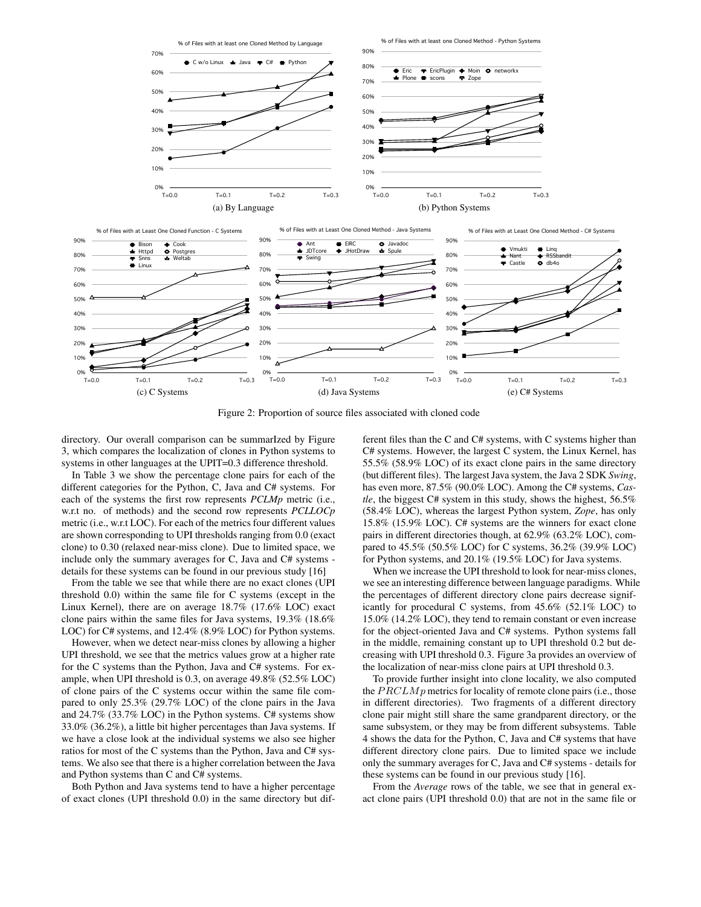Figure 2: Proportion of source files associated with cloned code

directory. Our overall comparison can be summarIzed by Figure 3, which compares the localization of clones in Python systems to systems in other languages at the UPIT=0.3 difference threshold.

In Table 3 we show the percentage clone pairs for each of the different categories for the Python, C, Java and C# systems. For each of the systems the first row represents *PCLMp* metric (i.e., w.r.t no. of methods) and the second row represents *PCLLOCp* metric (i.e., w.r.t LOC). For each of the metrics four different values are shown corresponding to UPI thresholds ranging from 0.0 (exact clone) to 0.30 (relaxed near-miss clone). Due to limited space, we include only the summary averages for C, Java and C# systems - details for these systems can be found in our previous study [16]

From the table we see that while there are no exact clones (UPI threshold 0.0) within the same file for C systems (except in the Linux Kernel), there are on average 18.7% (17.6% LOC) exact clone pairs within the same files for Java systems, 19.3% (18.6% LOC) for C# systems, and 12.4% (8.9% LOC) for Python systems.

However, when we detect near-miss clones by allowing a higher UPI threshold, we see that the metrics values grow at a higher rate for the C systems than the Python, Java and C# systems. For example, when UPI threshold is 0.3, on average 49.8% (52.5% LOC) of clone pairs of the C systems occur within the same file compared to only 25.3% (29.7% LOC) of the clone pairs in the Java and 24.7% (33.7% LOC) in the Python systems. C# systems show 33.0% (36.2%), a little bit higher percentages than Java systems. If we have a close look at the individual systems we also see higher ratios for most of the C systems than the Python, Java and C# systems. We also see that there is a higher correlation between the Java and Python systems than C and C# systems.

Both Python and Java systems tend to have a higher percentage of exact clones (UPI threshold 0.0) in the same directory but different files than the C and C# systems, with C systems higher than C# systems. However, the largest C system, the Linux Kernel, has 55.5% (58.9% LOC) of its exact clone pairs in the same directory (but different files). The largest Java system, the Java 2 SDK *Swing*, has even more, 87.5% (90.0% LOC). Among the C# systems, *Castle*, the biggest C# system in this study, shows the highest, 56.5% (58.4% LOC), whereas the largest Python system, *Zope*, has only 15.8% (15.9% LOC). C# systems are the winners for exact clone pairs in different directories though, at 62.9% (63.2% LOC), compared to 45.5% (50.5% LOC) for C systems, 36.2% (39.9% LOC) for Python systems, and 20.1% (19.5% LOC) for Java systems.

When we increase the UPI threshold to look for near-miss clones, we see an interesting difference between language paradigms. While the percentages of different directory clone pairs decrease significantly for procedural C systems, from 45.6% (52.1% LOC) to 15.0% (14.2% LOC), they tend to remain constant or even increase for the object-oriented Java and C# systems. Python systems fall in the middle, remaining constant up to UPI threshold 0.2 but decreasing with UPI threshold 0.3. Figure 3a provides an overview of the localization of near-miss clone pairs at UPI threshold 0.3.

To provide further insight into clone locality, we also computed the $PRCLMp$ metrics for locality of remote clone pairs (i.e., those in different directories). Two fragments of a different directory clone pair might still share the same grandparent directory, or the same subsystem, or they may be from different subsystems. Table 4 shows the data for the Python, C, Java and C# systems that have different directory clone pairs. Due to limited space we include only the summary averages for C, Java and C# systems - details for these systems can be found in our previous study [16].

From the *Average* rows of the table, we see that in general exact clone pairs (UPI threshold 0.0) that are not in the same file or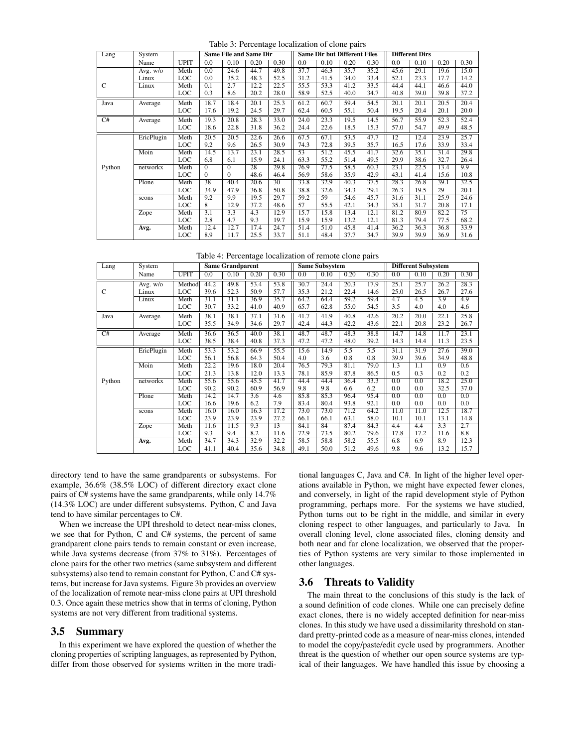Table 3: Percentage localization of clone pairs

| Lang | System Name | UPIT | Same File and Same Dir 0.0 | 0.10 | 0.20 | 0.30 | Same Dir but Different Files 0.0 | 0.10 | 0.20 | 0.30 | Different Dirs 0.0 | 0.10 | 0.20 | 0.30 |
|---|---|---|---|---|---|---|---|---|---|---|---|---|---|---|
| C | Avg. w/o Linux | Meth | 0.0 | 24.6 | 44.7 | 49.8 | 37.7 | 46.3 | 35.7 | 35.2 | 45.6 | 29.1 | 19.6 | 15.0 |
| | | LOC | 0.0 | 35.2 | 48.3 | 52.5 | 31.2 | 41.5 | 34.0 | 33.4 | 52.1 | 23.3 | 17.7 | 14.2 |
| | Linux | Meth | 0.1 | 2.7 | 12.2 | 22.5 | 55.5 | 53.3 | 41.2 | 33.5 | 44.4 | 44.1 | 46.6 | 44.0 |
| | | LOC | 0.3 | 8.6 | 20.2 | 28.0 | 58.9 | 52.5 | 40.0 | 34.7 | 40.8 | 39.0 | 39.8 | 37.2 |
| Java | Average | Meth | 18.7 | 18.4 | 20.1 | 25.3 | 61.2 | 60.7 | 59.4 | 54.5 | 20.1 | 20.1 | 20.5 | 20.4 |
| | | LOC | 17.6 | 19.2 | 24.5 | 29.7 | 62.4 | 60.5 | 55.1 | 50.4 | 19.5 | 20.4 | 20.1 | 20.0 |
| C# | Average | Meth | 19.3 | 20.8 | 28.3 | 33.0 | 24.0 | 23.3 | 19.5 | 14.5 | 56.7 | 55.9 | 52.3 | 52.4 |
| | | LOC | 18.6 | 22.8 | 31.8 | 36.2 | 24.4 | 22.6 | 18.5 | 15.3 | 57.0 | 54.7 | 49.9 | 48.5 |
| Python | EricPlugin | Meth | 20.5 | 20.5 | 22.6 | 26.6 | 67.5 | 67.1 | 53.5 | 47.7 | 12 | 12.4 | 23.9 | 25.7 |
| | | LOC | 9.2 | 9.6 | 26.5 | 30.9 | 74.3 | 72.8 | 39.5 | 35.7 | 16.5 | 17.6 | 33.9 | 33.4 |
| | Moin | Meth | 14.5 | 13.7 | 23.1 | 28.5 | 53 | 51.2 | 45.5 | 41.7 | 32.6 | 35.1 | 31.4 | 29.8 |
| | | LOC | 6.8 | 6.1 | 15.9 | 24.1 | 63.3 | 55.2 | 51.4 | 49.5 | 29.9 | 38.6 | 32.7 | 26.4 |
| | networkx | Meth | 0 | 0 | 28 | 29.8 | 76.9 | 77.5 | 58.5 | 60.3 | 23.1 | 22.5 | 13.4 | 9.9 |
| | | LOC | 0 | 0 | 48.6 | 46.4 | 56.9 | 58.6 | 35.9 | 42.9 | 43.1 | 41.4 | 15.6 | 10.8 |
| | Plone | Meth | 38 | 40.4 | 20.6 | 30 | 33.8 | 32.9 | 40.3 | 37.5 | 28.3 | 26.8 | 39.1 | 32.5 |
| | | LOC | 34.9 | 47.9 | 36.8 | 50.8 | 38.8 | 32.6 | 34.3 | 29.1 | 26.3 | 19.5 | 29 | 20.1 |
| | scons | Meth | 9.2 | 9.9 | 19.5 | 29.7 | 59.2 | 59 | 54.6 | 45.7 | 31.6 | 31.1 | 25.9 | 24.6 |
| | | LOC | 8 | 12.9 | 37.2 | 48.6 | 57 | 55.5 | 42.1 | 34.3 | 35.1 | 31.7 | 20.8 | 17.1 |
| | Zope | Meth | 3.1 | 3.3 | 4.3 | 12.9 | 15.7 | 15.8 | 13.4 | 12.1 | 81.2 | 80.9 | 82.2 | 75 |
| | | LOC | 2.8 | 4.7 | 9.3 | 19.7 | 15.9 | 15.9 | 13.2 | 12.1 | 81.3 | 79.4 | 77.5 | 68.2 |
| | **Avg.** | Meth | 12.4 | 12.7 | 17.4 | 24.7 | 51.4 | 51.0 | 45.8 | 41.4 | 36.2 | 36.3 | 36.8 | 33.9 |
| | | LOC | 8.9 | 11.7 | 25.5 | 33.7 | 51.1 | 48.4 | 37.7 | 34.7 | 39.9 | 39.9 | 36.9 | 31.6 |

Table 4: Percentage localization of remote clone pairs

| Lang | System Name | UPIT | Same Grandparent 0.0 | 0.10 | 0.20 | 0.30 | Same Subsystem 0.0 | 0.10 | 0.20 | 0.30 | Different Subsystem 0.0 | 0.10 | 0.20 | 0.30 |
|---|---|---|---|---|---|---|---|---|---|---|---|---|---|---|
| C | Avg. w/o Linux | Method | 44.2 | 49.8 | 53.4 | 53.8 | 30.7 | 24.4 | 20.3 | 17.9 | 25.1 | 25.7 | 26.2 | 28.3 |
| | | LOC | 39.6 | 52.3 | 50.9 | 57.7 | 35.3 | 21.2 | 22.4 | 14.6 | 25.0 | 26.5 | 26.7 | 27.6 |
| | Linux | Meth | 31.1 | 31.1 | 36.9 | 35.7 | 64.2 | 64.4 | 59.2 | 59.4 | 4.7 | 4.5 | 3.9 | 4.9 |
| | | LOC | 30.7 | 33.2 | 41.0 | 40.9 | 65.7 | 62.8 | 55.0 | 54.5 | 3.5 | 4.0 | 4.0 | 4.6 |
| Java | Average | Meth | 38.1 | 38.1 | 37.1 | 31.6 | 41.7 | 41.9 | 40.8 | 42.6 | 20.2 | 20.0 | 22.1 | 25.8 |
| | | LOC | 35.5 | 34.9 | 34.6 | 29.7 | 42.4 | 44.3 | 42.2 | 43.6 | 22.1 | 20.8 | 23.2 | 26.7 |
| C# | Average | Meth | 36.6 | 36.5 | 40.0 | 38.1 | 48.7 | 48.7 | 48.3 | 38.8 | 14.7 | 14.8 | 11.7 | 23.1 |
| | | LOC | 38.5 | 38.4 | 40.8 | 37.3 | 47.2 | 47.2 | 48.0 | 39.2 | 14.3 | 14.4 | 11.3 | 23.5 |
| Python | EricPlugin | Meth | 53.3 | 53.2 | 66.9 | 55.5 | 15.6 | 14.9 | 5.5 | 5.5 | 31.1 | 31.9 | 27.6 | 39.0 |
| | | LOC | 56.1 | 56.8 | 64.3 | 50.4 | 4.0 | 3.6 | 0.8 | 0.8 | 39.9 | 39.6 | 34.9 | 48.8 |
| | Moin | Meth | 22.2 | 19.6 | 18.0 | 20.4 | 76.5 | 79.3 | 81.1 | 79.0 | 1.3 | 1.1 | 0.9 | 0.6 |
| | | LOC | 21.3 | 13.8 | 12.0 | 13.3 | 78.1 | 85.9 | 87.8 | 86.5 | 0.5 | 0.3 | 0.2 | 0.2 |
| | networkx | Meth | 55.6 | 55.6 | 45.5 | 41.7 | 44.4 | 44.4 | 36.4 | 33.3 | 0.0 | 0.0 | 18.2 | 25.0 |
| | | LOC | 90.2 | 90.2 | 60.9 | 56.9 | 9.8 | 9.8 | 6.6 | 6.2 | 0.0 | 0.0 | 32.5 | 37.0 |
| | Plone | Meth | 14.2 | 14.7 | 3.6 | 4.6 | 85.8 | 85.3 | 96.4 | 95.4 | 0.0 | 0.0 | 0.0 | 0.0 |
| | | LOC | 16.6 | 19.6 | 6.2 | 7.9 | 83.4 | 80.4 | 93.8 | 92.1 | 0.0 | 0.0 | 0.0 | 0.0 |
| | scons | Meth | 16.0 | 16.0 | 16.3 | 17.2 | 73.0 | 73.0 | 71.2 | 64.2 | 11.0 | 11.0 | 12.5 | 18.7 |
| | | LOC | 23.9 | 23.9 | 23.9 | 27.2 | 66.1 | 66.1 | 63.1 | 58.0 | 10.1 | 10.1 | 13.1 | 14.8 |
| | Zope | Meth | 11.6 | 11.5 | 9.3 | 13 | 84.1 | 84 | 87.4 | 84.3 | 4.4 | 4.4 | 3.3 | 2.7 |
| | | LOC | 9.3 | 9.4 | 8.2 | 11.6 | 72.9 | 73.5 | 80.2 | 79.6 | 17.8 | 17.2 | 11.6 | 8.8 |
| | **Avg.** | Meth | 34.7 | 34.3 | 32.9 | 32.2 | 58.5 | 58.8 | 58.2 | 55.5 | 6.8 | 6.9 | 8.9 | 12.3 |
| | | LOC | 41.1 | 40.4 | 35.6 | 34.8 | 49.1 | 50.0 | 51.2 | 49.6 | 9.8 | 9.6 | 13.2 | 15.7 |

directory tend to have the same grandparents or subsystems. For example, 36.6% (38.5% LOC) of different directory exact clone pairs of C# systems have the same grandparents, while only 14.7% (14.3% LOC) are under different subsystems. Python, C and Java tend to have similar percentages to C#.

When we increase the UPI threshold to detect near-miss clones, we see that for Python, C and C# systems, the percent of same grandparent clone pairs tends to remain constant or even increase, while Java systems decrease (from 37% to 31%). Percentages of clone pairs for the other two metrics (same subsystem and different subsystems) also tend to remain constant for Python, C and C# systems, but increase for Java systems. Figure 3b provides an overview of the localization of remote near-miss clone pairs at UPI threshold 0.3. Once again these metrics show that in terms of cloning, Python systems are not very different from traditional systems.

## 3.5 Summary

In this experiment we have explored the question of whether the cloning properties of scripting languages, as represented by Python, differ from those observed for systems written in the more traditional languages C, Java and C#. In light of the higher level operations available in Python, we might have expected fewer clones, and conversely, in light of the rapid development style of Python programming, perhaps more. For the systems we have studied, Python turns out to be right in the middle, and similar in every cloning respect to other languages, and particularly to Java. In overall cloning level, clone associated files, cloning density and both near and far clone localization, we observed that the properties of Python systems are very similar to those implemented in other languages.

## 3.6 Threats to Validity

The main threat to the conclusions of this study is the lack of a sound definition of code clones. While one can precisely define exact clones, there is no widely accepted definition for near-miss clones. In this study we have used a dissimilarity threshold on standard pretty-printed code as a measure of near-miss clones, intended to model the copy/paste/edit cycle used by programmers. Another threat is the question of whether our open source systems are typical of their languages. We have handled this issue by choosing a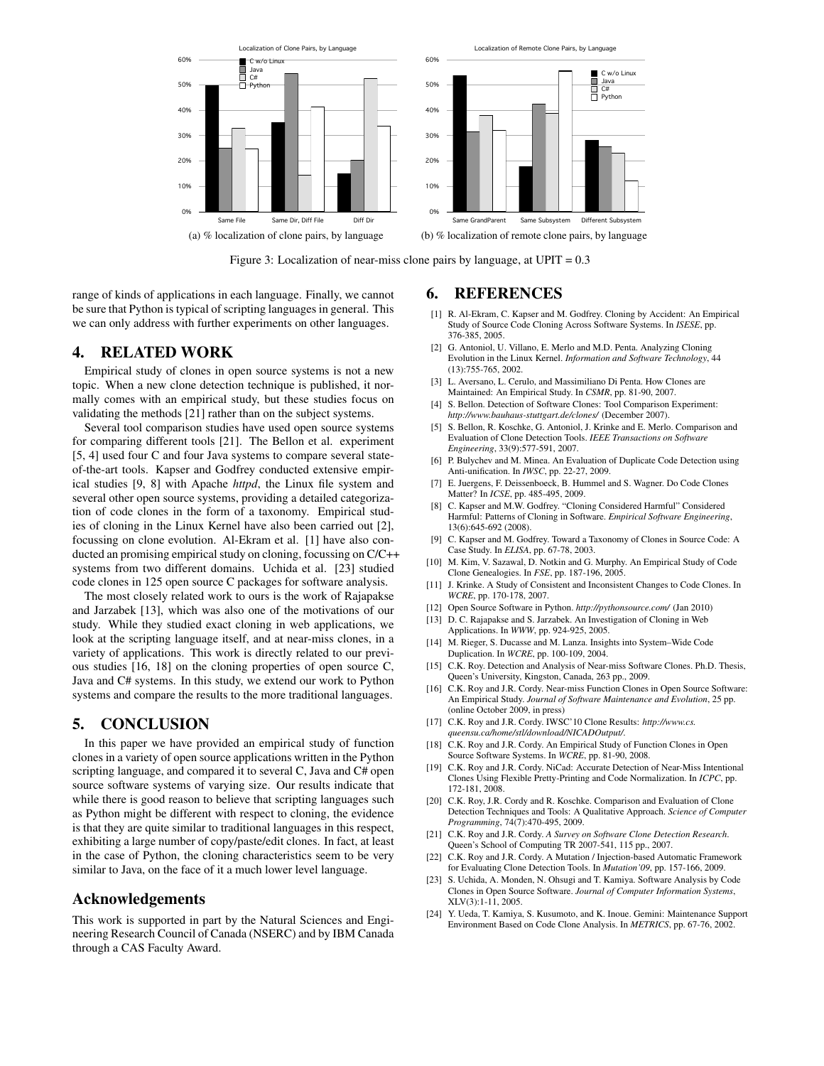Localization of Clone Pairs, by Language

60%
50%
40%
30%
20%
10%
0%

C w/o Linux
Java
C#
Python

Same File
Same Dir, Diff File
Diff Dir

(a) % localization of clone pairs, by language

Localization of Remote Clone Pairs, by Language

60%
50%
40%
30%
20%
10%
0%

C w/o Linux
Java
C#
Python

Same GrandParent
Same Subsystem
Different Subsystem

(b) % localization of remote clone pairs, by language

Figure 3: Localization of near-miss clone pairs by language, at UPIT = 0.3

range of kinds of applications in each language. Finally, we cannot be sure that Python is typical of scripting languages in general. This we can only address with further experiments on other languages.

## 4. RELATED WORK

Empirical study of clones in open source systems is not a new topic. When a new clone detection technique is published, it normally comes with an empirical study, but these studies focus on validating the methods [21] rather than on the subject systems.

Several tool comparison studies have used open source systems for comparing different tools [21]. The Bellon et al. experiment [5, 4] used four C and four Java systems to compare several state-of-the-art tools. Kapser and Godfrey conducted extensive empirical studies [9, 8] with Apache *httpd*, the Linux file system and several other open source systems, providing a detailed categorization of code clones in the form of a taxonomy. Empirical studies of cloning in the Linux Kernel have also been carried out [2], focussing on clone evolution. Al-Ekram et al. [1] have also conducted an promising empirical study on cloning, focussing on C/C++ systems from two different domains. Uchida et al. [23] studied code clones in 125 open source C packages for software analysis.

The most closely related work to ours is the work of Rajapakse and Jarzabek [13], which was also one of the motivations of our study. While they studied exact cloning in web applications, we look at the scripting language itself, and at near-miss clones, in a variety of applications. This work is directly related to our previous studies [16, 18] on the cloning properties of open source C, Java and C# systems. In this study, we extend our work to Python systems and compare the results to the more traditional languages.

## 5. CONCLUSION

In this paper we have provided an empirical study of function clones in a variety of open source applications written in the Python scripting language, and compared it to several C, Java and C# open source software systems of varying size. Our results indicate that while there is good reason to believe that scripting languages such as Python might be different with respect to cloning, the evidence is that they are quite similar to traditional languages in this respect, exhibiting a large number of copy/paste/edit clones. In fact, at least in the case of Python, the cloning characteristics seem to be very similar to Java, on the face of it a much lower level language.

## Acknowledgements

This work is supported in part by the Natural Sciences and Engineering Research Council of Canada (NSERC) and by IBM Canada through a CAS Faculty Award.

## 6. REFERENCES

[1] R. Al-Ekram, C. Kapser and M. Godfrey. Cloning by Accident: An Empirical Study of Source Code Cloning Across Software Systems. In *ISESE*, pp. 376-385, 2005.

[2] G. Antoniol, U. Villano, E. Merlo and M.D. Penta. Analyzing Cloning Evolution in the Linux Kernel. *Information and Software Technology*, 44 (13):755-765, 2002.

[3] L. Aversano, L. Cerulo, and Massimiliano Di Penta. How Clones are Maintained: An Empirical Study. In *CSMR*, pp. 81-90, 2007.

[4] S. Bellon. Detection of Software Clones: Tool Comparison Experiment: *http://www.bauhaus-stuttgart.de/clones/* (December 2007).

[5] S. Bellon, R. Koschke, G. Antoniol, J. Krinke and E. Merlo. Comparison and Evaluation of Clone Detection Tools. *IEEE Transactions on Software Engineering*, 33(9):577-591, 2007.

[6] P. Bulychev and M. Minea. An Evaluation of Duplicate Code Detection using Anti-unification. In *IWSC*, pp. 22-27, 2009.

[7] E. Juergens, F. Deissenboeck, B. Hummel and S. Wagner. Do Code Clones Matter? In *ICSE*, pp. 485-495, 2009.

[8] C. Kapser and M.W. Godfrey. "Cloning Considered Harmful" Considered Harmful: Patterns of Cloning in Software. *Empirical Software Engineering*, 13(6):645-692 (2008).

[9] C. Kapser and M. Godfrey. Toward a Taxonomy of Clones in Source Code: A Case Study. In *ELISA*, pp. 67-78, 2003.

[10] M. Kim, V. Sazawal, D. Notkin and G. Murphy. An Empirical Study of Code Clone Genealogies. In *FSE*, pp. 187-196, 2005.

[11] J. Krinke. A Study of Consistent and Inconsistent Changes to Code Clones. In *WCRE*, pp. 170-178, 2007.

[12] Open Source Software in Python. *http://pythonsource.com/* (Jan 2010)

[13] D. C. Rajapakse and S. Jarzabek. An Investigation of Cloning in Web Applications. In *WWW*, pp. 924-925, 2005.

[14] M. Rieger, S. Ducasse and M. Lanza. Insights into System–Wide Code Duplication. In *WCRE*, pp. 100-109, 2004.

[15] C.K. Roy. Detection and Analysis of Near-miss Software Clones. Ph.D. Thesis, Queen's University, Kingston, Canada, 263 pp., 2009.

[16] C.K. Roy and J.R. Cordy. Near-miss Function Clones in Open Source Software: An Empirical Study. *Journal of Software Maintenance and Evolution*, 25 pp. (online October 2009, in press)

[17] C.K. Roy and J.R. Cordy. IWSC'10 Clone Results: *http://www.cs.queensu.ca/home/stl/download/NICADOutput/*.

[18] C.K. Roy and J.R. Cordy. An Empirical Study of Function Clones in Open Source Software Systems. In *WCRE*, pp. 81-90, 2008.

[19] C.K. Roy and J.R. Cordy. NiCad: Accurate Detection of Near-Miss Intentional Clones Using Flexible Pretty-Printing and Code Normalization. In *ICPC*, pp. 172-181, 2008.

[20] C.K. Roy, J.R. Cordy and R. Koschke. Comparison and Evaluation of Clone Detection Techniques and Tools: A Qualitative Approach. *Science of Computer Programming*, 74(7):470-495, 2009.

[21] C.K. Roy and J.R. Cordy. *A Survey on Software Clone Detection Research*. Queen's School of Computing TR 2007-541, 115 pp., 2007.

[22] C.K. Roy and J.R. Cordy. A Mutation / Injection-based Automatic Framework for Evaluating Clone Detection Tools. In *Mutation'09*, pp. 157-166, 2009.

[23] S. Uchida, A. Monden, N. Ohsugi and T. Kamiya. Software Analysis by Code Clones in Open Source Software. *Journal of Computer Information Systems*, XLV(3):1-11, 2005.

[24] Y. Ueda, T. Kamiya, S. Kusumoto, and K. Inoue. Gemini: Maintenance Support Environment Based on Code Clone Analysis. In *METRICS*, pp. 67-76, 2002.